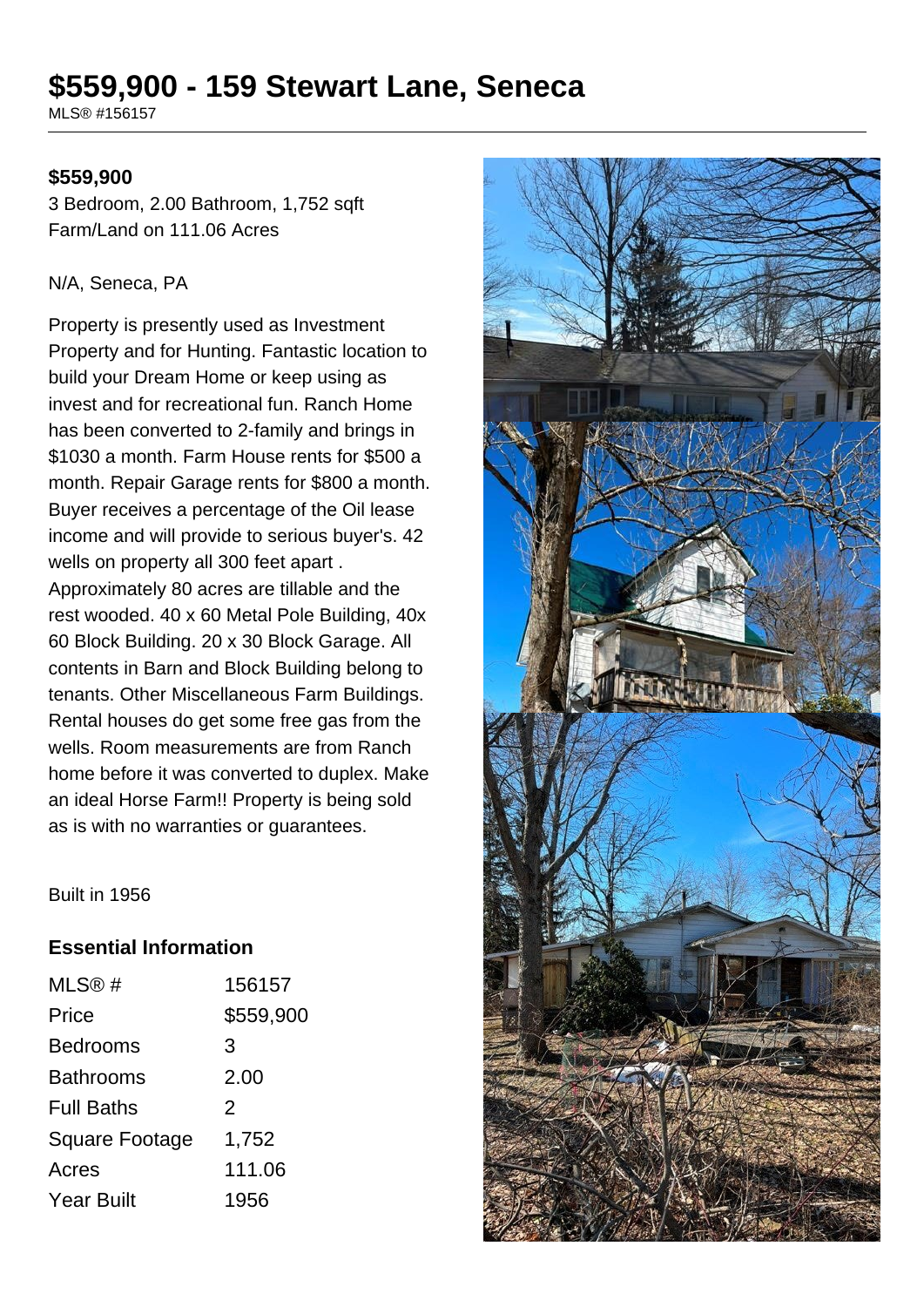# $559,900 - 159 Stewart Lane, Seneca

MLS® #156157

**$559,900**

3 Bedroom, 2.00 Bathroom, 1,752 sqft
Farm/Land on 111.06 Acres

N/A, Seneca, PA

Property is presently used as Investment Property and for Hunting. Fantastic location to build your Dream Home or keep using as invest and for recreational fun. Ranch Home has been converted to 2-family and brings in $1030 a month. Farm House rents for $500 a month. Repair Garage rents for $800 a month. Buyer receives a percentage of the Oil lease income and will provide to serious buyer's. 42 wells on property all 300 feet apart . Approximately 80 acres are tillable and the rest wooded. 40 x 60 Metal Pole Building, 40x 60 Block Building. 20 x 30 Block Garage. All contents in Barn and Block Building belong to tenants. Other Miscellaneous Farm Buildings. Rental houses do get some free gas from the wells. Room measurements are from Ranch home before it was converted to duplex. Make an ideal Horse Farm!! Property is being sold as is with no warranties or guarantees.

Built in 1956

## Essential Information

| | |
|---|---|
| MLS® # | 156157 |
| Price | $559,900 |
| Bedrooms | 3 |
| Bathrooms | 2.00 |
| Full Baths | 2 |
| Square Footage | 1,752 |
| Acres | 111.06 |
| Year Built | 1956 |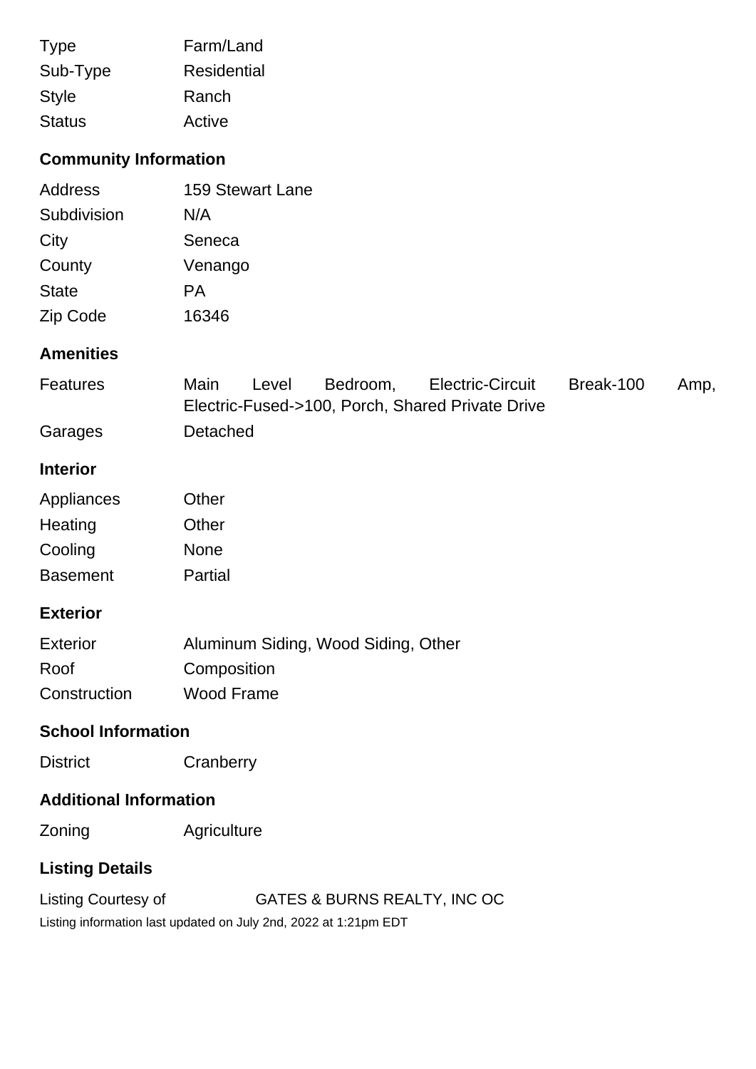| | |
|---|---|
| Type | Farm/Land |
| Sub-Type | Residential |
| Style | Ranch |
| Status | Active |

## Community Information

| | |
|---|---|
| Address | 159 Stewart Lane |
| Subdivision | N/A |
| City | Seneca |
| County | Venango |
| State | PA |
| Zip Code | 16346 |

## Amenities

| | |
|---|---|
| Features | Main Level Bedroom, Electric-Circuit Break-100 Amp, Electric-Fused->100, Porch, Shared Private Drive |
| Garages | Detached |

## Interior

| | |
|---|---|
| Appliances | Other |
| Heating | Other |
| Cooling | None |
| Basement | Partial |

## Exterior

| | |
|---|---|
| Exterior | Aluminum Siding, Wood Siding, Other |
| Roof | Composition |
| Construction | Wood Frame |

## School Information

| | |
|---|---|
| District | Cranberry |

## Additional Information

| | |
|---|---|
| Zoning | Agriculture |

## Listing Details

| | |
|---|---|
| Listing Courtesy of | GATES & BURNS REALTY, INC OC |

Listing information last updated on July 2nd, 2022 at 1:21pm EDT